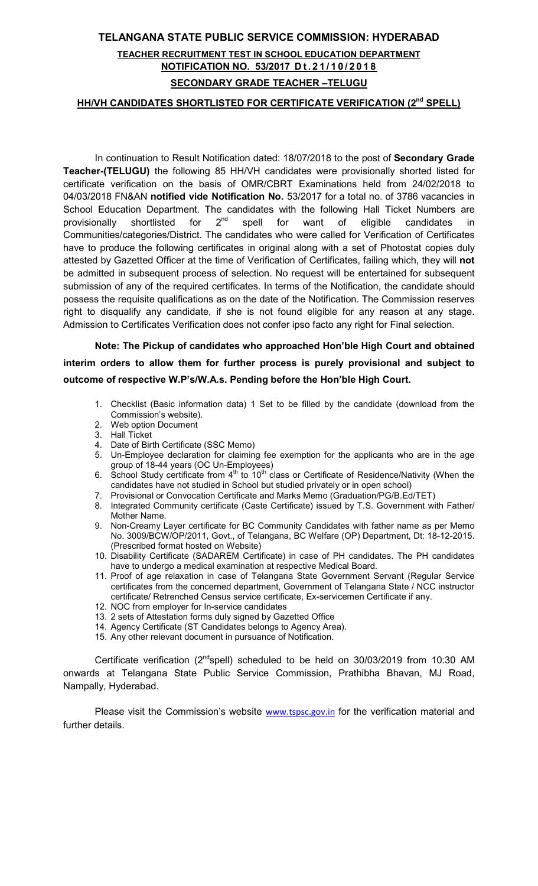# TELANGANA STATE PUBLIC SERVICE COMMISSION: HYDERABAD

## TEACHER RECRUITMENT TEST IN SCHOOL EDUCATION DEPARTMENT

## NOTIFICATION NO. 53/2017 Dt.21/10/2018

## SECONDARY GRADE TEACHER –TELUGU

## HH/VH CANDIDATES SHORTLISTED FOR CERTIFICATE VERIFICATION (2nd SPELL)

In continuation to Result Notification dated: 18/07/2018 to the post of **Secondary Grade Teacher-(TELUGU)** the following 85 HH/VH candidates were provisionally shorted listed for certificate verification on the basis of OMR/CBRT Examinations held from 24/02/2018 to 04/03/2018 FN&AN **notified vide Notification No.** 53/2017 for a total no. of 3786 vacancies in School Education Department. The candidates with the following Hall Ticket Numbers are provisionally shortlisted for 2nd spell for want of eligible candidates in Communities/categories/District. The candidates who were called for Verification of Certificates have to produce the following certificates in original along with a set of Photostat copies duly attested by Gazetted Officer at the time of Verification of Certificates, failing which, they will **not** be admitted in subsequent process of selection. No request will be entertained for subsequent submission of any of the required certificates. In terms of the Notification, the candidate should possess the requisite qualifications as on the date of the Notification. The Commission reserves right to disqualify any candidate, if she is not found eligible for any reason at any stage. Admission to Certificates Verification does not confer ipso facto any right for Final selection.

**Note: The Pickup of candidates who approached Hon'ble High Court and obtained interim orders to allow them for further process is purely provisional and subject to outcome of respective W.P's/W.A.s. Pending before the Hon'ble High Court.**

1. Checklist (Basic information data) 1 Set to be filled by the candidate (download from the Commission's website).
2. Web option Document
3. Hall Ticket
4. Date of Birth Certificate (SSC Memo)
5. Un-Employee declaration for claiming fee exemption for the applicants who are in the age group of 18-44 years (OC Un-Employees)
6. School Study certificate from 4th to 10th class or Certificate of Residence/Nativity (When the candidates have not studied in School but studied privately or in open school)
7. Provisional or Convocation Certificate and Marks Memo (Graduation/PG/B.Ed/TET)
8. Integrated Community certificate (Caste Certificate) issued by T.S. Government with Father/ Mother Name.
9. Non-Creamy Layer certificate for BC Community Candidates with father name as per Memo No. 3009/BCW/OP/2011, Govt., of Telangana, BC Welfare (OP) Department, Dt: 18-12-2015. (Prescribed format hosted on Website)
10. Disability Certificate (SADAREM Certificate) in case of PH candidates. The PH candidates have to undergo a medical examination at respective Medical Board.
11. Proof of age relaxation in case of Telangana State Government Servant (Regular Service certificates from the concerned department, Government of Telangana State / NCC instructor certificate/ Retrenched Census service certificate, Ex-servicemen Certificate if any.
12. NOC from employer for In-service candidates
13. 2 sets of Attestation forms duly signed by Gazetted Office
14. Agency Certificate (ST Candidates belongs to Agency Area).
15. Any other relevant document in pursuance of Notification.

Certificate verification (2nd spell) scheduled to be held on 30/03/2019 from 10:30 AM onwards at Telangana State Public Service Commission, Prathibha Bhavan, MJ Road, Nampally, Hyderabad.

Please visit the Commission's website www.tspsc.gov.in for the verification material and further details.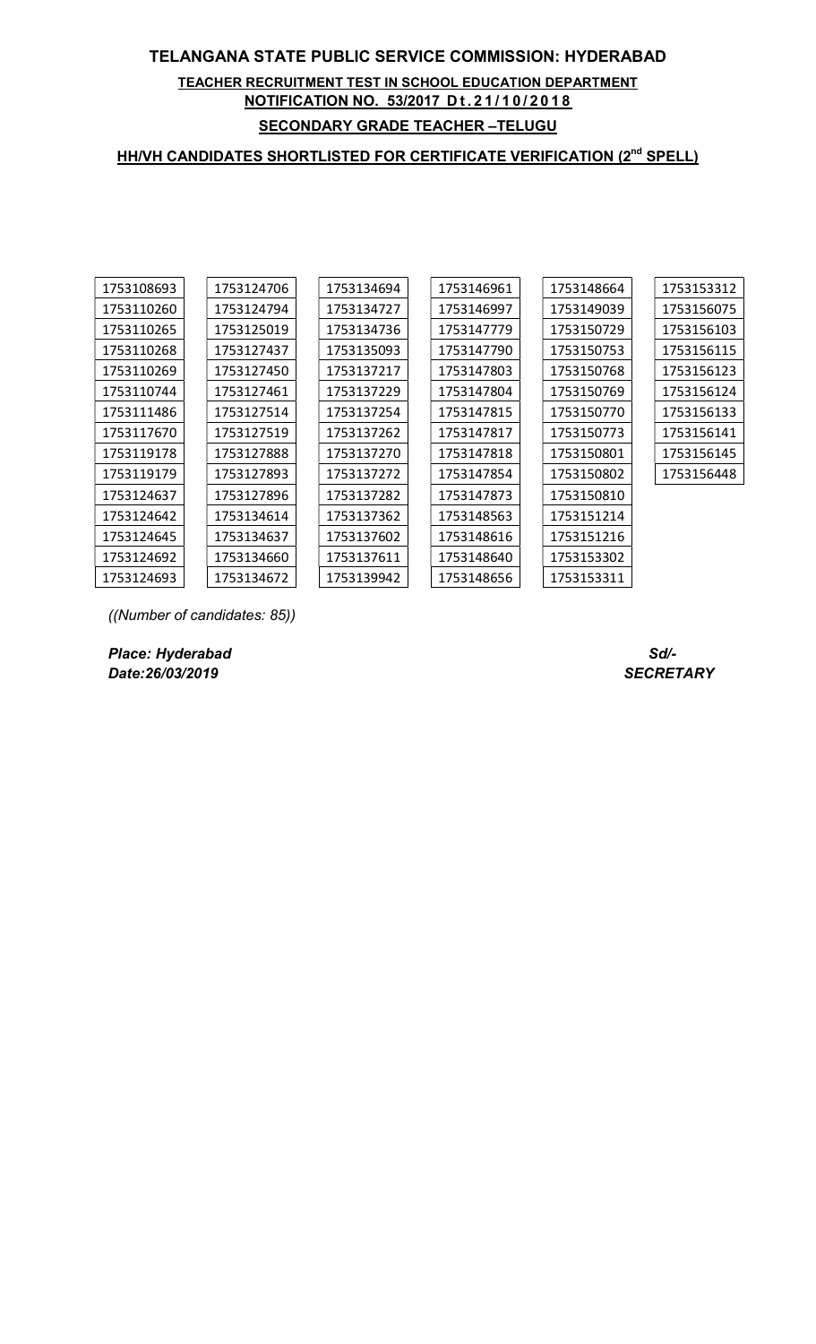**TELANGANA STATE PUBLIC SERVICE COMMISSION: HYDERABAD**

**TEACHER RECRUITMENT TEST IN SCHOOL EDUCATION DEPARTMENT**

**NOTIFICATION NO. 53/2017 Dt.21/10/2018**

**SECONDARY GRADE TEACHER –TELUGU**

**HH/VH CANDIDATES SHORTLISTED FOR CERTIFICATE VERIFICATION (2nd SPELL)**

| | | | | | |
|---|---|---|---|---|---|
| 1753108693 | 1753124706 | 1753134694 | 1753146961 | 1753148664 | 1753153312 |
| 1753110260 | 1753124794 | 1753134727 | 1753146997 | 1753149039 | 1753156075 |
| 1753110265 | 1753125019 | 1753134736 | 1753147779 | 1753150729 | 1753156103 |
| 1753110268 | 1753127437 | 1753135093 | 1753147790 | 1753150753 | 1753156115 |
| 1753110269 | 1753127450 | 1753137217 | 1753147803 | 1753150768 | 1753156123 |
| 1753110744 | 1753127461 | 1753137229 | 1753147804 | 1753150769 | 1753156124 |
| 1753111486 | 1753127514 | 1753137254 | 1753147815 | 1753150770 | 1753156133 |
| 1753117670 | 1753127519 | 1753137262 | 1753147817 | 1753150773 | 1753156141 |
| 1753119178 | 1753127888 | 1753137270 | 1753147818 | 1753150801 | 1753156145 |
| 1753119179 | 1753127893 | 1753137272 | 1753147854 | 1753150802 | 1753156448 |
| 1753124637 | 1753127896 | 1753137282 | 1753147873 | 1753150810 | |
| 1753124642 | 1753134614 | 1753137362 | 1753148563 | 1753151214 | |
| 1753124645 | 1753134637 | 1753137602 | 1753148616 | 1753151216 | |
| 1753124692 | 1753134660 | 1753137611 | 1753148640 | 1753153302 | |
| 1753124693 | 1753134672 | 1753139942 | 1753148656 | 1753153311 | |

*((Number of candidates: 85))*

***Place: Hyderabad*** ***Sd/-***

***Date:26/03/2019*** ***SECRETARY***